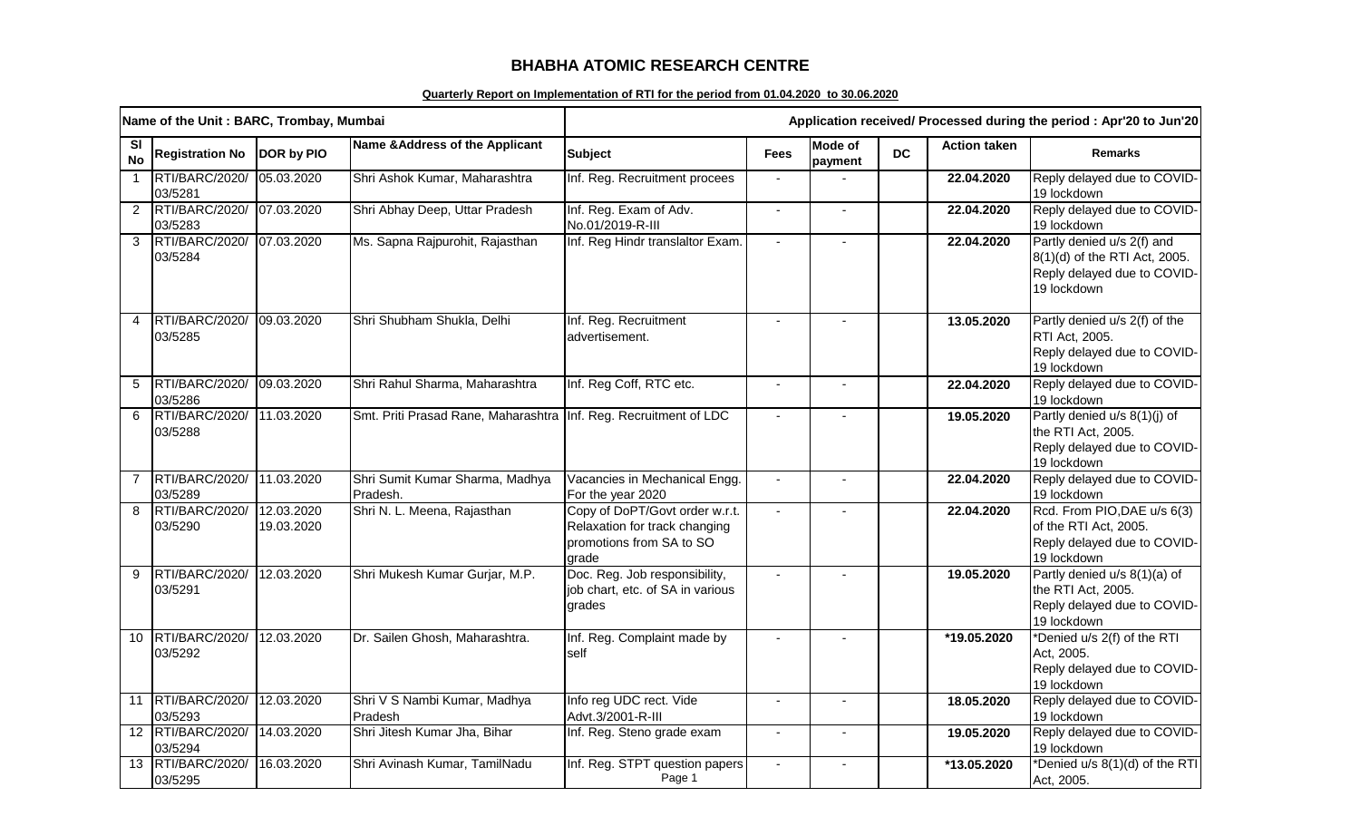## BHABHA ATOMIC RESEARCH CENTRE

**Quarterly Report on Implementation of RTI for the period from 01.04.2020 to 30.06.2020**

| Name of the Unit : BARC, Trombay, Mumbai | | | | Application received/ Processed during the period : Apr'20 to Jun'20 | | | | | |
|---|---|---|---|---|---|---|---|---|---|
| **Sl No** | **Registration No** | **DOR by PIO** | **Name &Address of the Applicant** | **Subject** | **Fees** | **Mode of payment** | **DC** | **Action taken** | **Remarks** |
| 1 | RTI/BARC/2020/ 03/5281 | 05.03.2020 | Shri Ashok Kumar, Maharashtra | Inf. Reg. Recruitment procees | - | - | | **22.04.2020** | Reply delayed due to COVID-19 lockdown |
| 2 | RTI/BARC/2020/ 03/5283 | 07.03.2020 | Shri Abhay Deep, Uttar Pradesh | Inf. Reg. Exam of Adv. No.01/2019-R-III | - | - | | **22.04.2020** | Reply delayed due to COVID-19 lockdown |
| 3 | RTI/BARC/2020/ 03/5284 | 07.03.2020 | Ms. Sapna Rajpurohit, Rajasthan | Inf. Reg Hindr translaltor Exam. | - | - | | **22.04.2020** | Partly denied u/s 2(f) and 8(1)(d) of the RTI Act, 2005. Reply delayed due to COVID-19 lockdown |
| 4 | RTI/BARC/2020/ 03/5285 | 09.03.2020 | Shri Shubham Shukla, Delhi | Inf. Reg. Recruitment advertisement. | - | - | | **13.05.2020** | Partly denied u/s 2(f) of the RTI Act, 2005. Reply delayed due to COVID-19 lockdown |
| 5 | RTI/BARC/2020/ 03/5286 | 09.03.2020 | Shri Rahul Sharma, Maharashtra | Inf. Reg Coff, RTC etc. | - | - | | **22.04.2020** | Reply delayed due to COVID-19 lockdown |
| 6 | RTI/BARC/2020/ 03/5288 | 11.03.2020 | Smt. Priti Prasad Rane, Maharashtra | Inf. Reg. Recruitment of LDC | - | - | | **19.05.2020** | Partly denied u/s 8(1)(j) of the RTI Act, 2005. Reply delayed due to COVID-19 lockdown |
| 7 | RTI/BARC/2020/ 03/5289 | 11.03.2020 | Shri Sumit Kumar Sharma, Madhya Pradesh. | Vacancies in Mechanical Engg. For the year 2020 | - | - | | **22.04.2020** | Reply delayed due to COVID-19 lockdown |
| 8 | RTI/BARC/2020/ 03/5290 | 12.03.2020 19.03.2020 | Shri N. L. Meena, Rajasthan | Copy of DoPT/Govt order w.r.t. Relaxation for track changing promotions from SA to SO grade | - | - | | **22.04.2020** | Rcd. From PIO,DAE u/s 6(3) of the RTI Act, 2005. Reply delayed due to COVID-19 lockdown |
| 9 | RTI/BARC/2020/ 03/5291 | 12.03.2020 | Shri Mukesh Kumar Gurjar, M.P. | Doc. Reg. Job responsibility, job chart, etc. of SA in various grades | - | - | | **19.05.2020** | Partly denied u/s 8(1)(a) of the RTI Act, 2005. Reply delayed due to COVID-19 lockdown |
| 10 | RTI/BARC/2020/ 03/5292 | 12.03.2020 | Dr. Sailen Ghosh, Maharashtra. | Inf. Reg. Complaint made by self | - | - | | **\*19.05.2020** | \*Denied u/s 2(f) of the RTI Act, 2005. Reply delayed due to COVID-19 lockdown |
| 11 | RTI/BARC/2020/ 03/5293 | 12.03.2020 | Shri V S Nambi Kumar, Madhya Pradesh | Info reg UDC rect. Vide Advt.3/2001-R-III | - | - | | **18.05.2020** | Reply delayed due to COVID-19 lockdown |
| 12 | RTI/BARC/2020/ 03/5294 | 14.03.2020 | Shri Jitesh Kumar Jha, Bihar | Inf. Reg. Steno grade exam | - | - | | **19.05.2020** | Reply delayed due to COVID-19 lockdown |
| 13 | RTI/BARC/2020/ 03/5295 | 16.03.2020 | Shri Avinash Kumar, TamilNadu | Inf. Reg. STPT question papers | - | - | | **\*13.05.2020** | \*Denied u/s 8(1)(d) of the RTI Act, 2005. |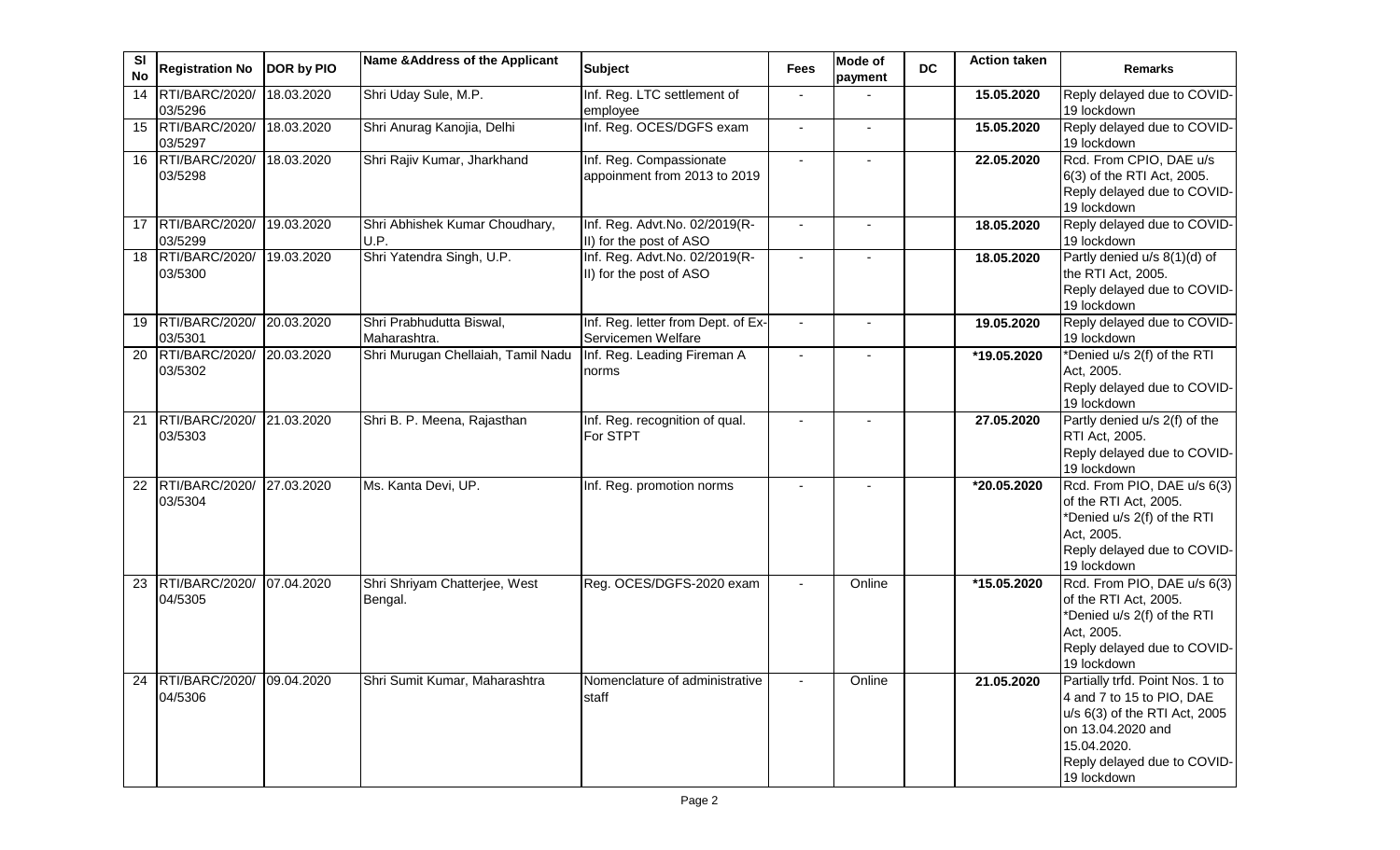| Sl No | Registration No | DOR by PIO | Name &Address of the Applicant | Subject | Fees | Mode of payment | DC | Action taken | Remarks |
|---|---|---|---|---|---|---|---|---|---|
| 14 | RTI/BARC/2020/ 03/5296 | 18.03.2020 | Shri Uday Sule, M.P. | Inf. Reg. LTC settlement of employee | - | - | | 15.05.2020 | Reply delayed due to COVID-19 lockdown |
| 15 | RTI/BARC/2020/ 03/5297 | 18.03.2020 | Shri Anurag Kanojia, Delhi | Inf. Reg. OCES/DGFS exam | - | - | | 15.05.2020 | Reply delayed due to COVID-19 lockdown |
| 16 | RTI/BARC/2020/ 03/5298 | 18.03.2020 | Shri Rajiv Kumar, Jharkhand | Inf. Reg. Compassionate appoinment from 2013 to 2019 | - | - | | 22.05.2020 | Rcd. From CPIO, DAE u/s 6(3) of the RTI Act, 2005. Reply delayed due to COVID-19 lockdown |
| 17 | RTI/BARC/2020/ 03/5299 | 19.03.2020 | Shri Abhishek Kumar Choudhary, U.P. | Inf. Reg. Advt.No. 02/2019(R-II) for the post of ASO | - | - | | 18.05.2020 | Reply delayed due to COVID-19 lockdown |
| 18 | RTI/BARC/2020/ 03/5300 | 19.03.2020 | Shri Yatendra Singh, U.P. | Inf. Reg. Advt.No. 02/2019(R-II) for the post of ASO | - | - | | 18.05.2020 | Partly denied u/s 8(1)(d) of the RTI Act, 2005. Reply delayed due to COVID-19 lockdown |
| 19 | RTI/BARC/2020/ 03/5301 | 20.03.2020 | Shri Prabhudutta Biswal, Maharashtra. | Inf. Reg. letter from Dept. of Ex-Servicemen Welfare | - | - | | 19.05.2020 | Reply delayed due to COVID-19 lockdown |
| 20 | RTI/BARC/2020/ 03/5302 | 20.03.2020 | Shri Murugan Chellaiah, Tamil Nadu | Inf. Reg. Leading Fireman A norms | - | - | | *19.05.2020 | *Denied u/s 2(f) of the RTI Act, 2005. Reply delayed due to COVID-19 lockdown |
| 21 | RTI/BARC/2020/ 03/5303 | 21.03.2020 | Shri B. P. Meena, Rajasthan | Inf. Reg. recognition of qual. For STPT | - | - | | 27.05.2020 | Partly denied u/s 2(f) of the RTI Act, 2005. Reply delayed due to COVID-19 lockdown |
| 22 | RTI/BARC/2020/ 03/5304 | 27.03.2020 | Ms. Kanta Devi, UP. | Inf. Reg. promotion norms | - | - | | *20.05.2020 | Rcd. From PIO, DAE u/s 6(3) of the RTI Act, 2005. *Denied u/s 2(f) of the RTI Act, 2005. Reply delayed due to COVID-19 lockdown |
| 23 | RTI/BARC/2020/ 04/5305 | 07.04.2020 | Shri Shriyam Chatterjee, West Bengal. | Reg. OCES/DGFS-2020 exam | - | Online | | *15.05.2020 | Rcd. From PIO, DAE u/s 6(3) of the RTI Act, 2005. *Denied u/s 2(f) of the RTI Act, 2005. Reply delayed due to COVID-19 lockdown |
| 24 | RTI/BARC/2020/ 04/5306 | 09.04.2020 | Shri Sumit Kumar, Maharashtra | Nomenclature of administrative staff | - | Online | | 21.05.2020 | Partially trfd. Point Nos. 1 to 4 and 7 to 15 to PIO, DAE u/s 6(3) of the RTI Act, 2005 on 13.04.2020 and 15.04.2020. Reply delayed due to COVID-19 lockdown |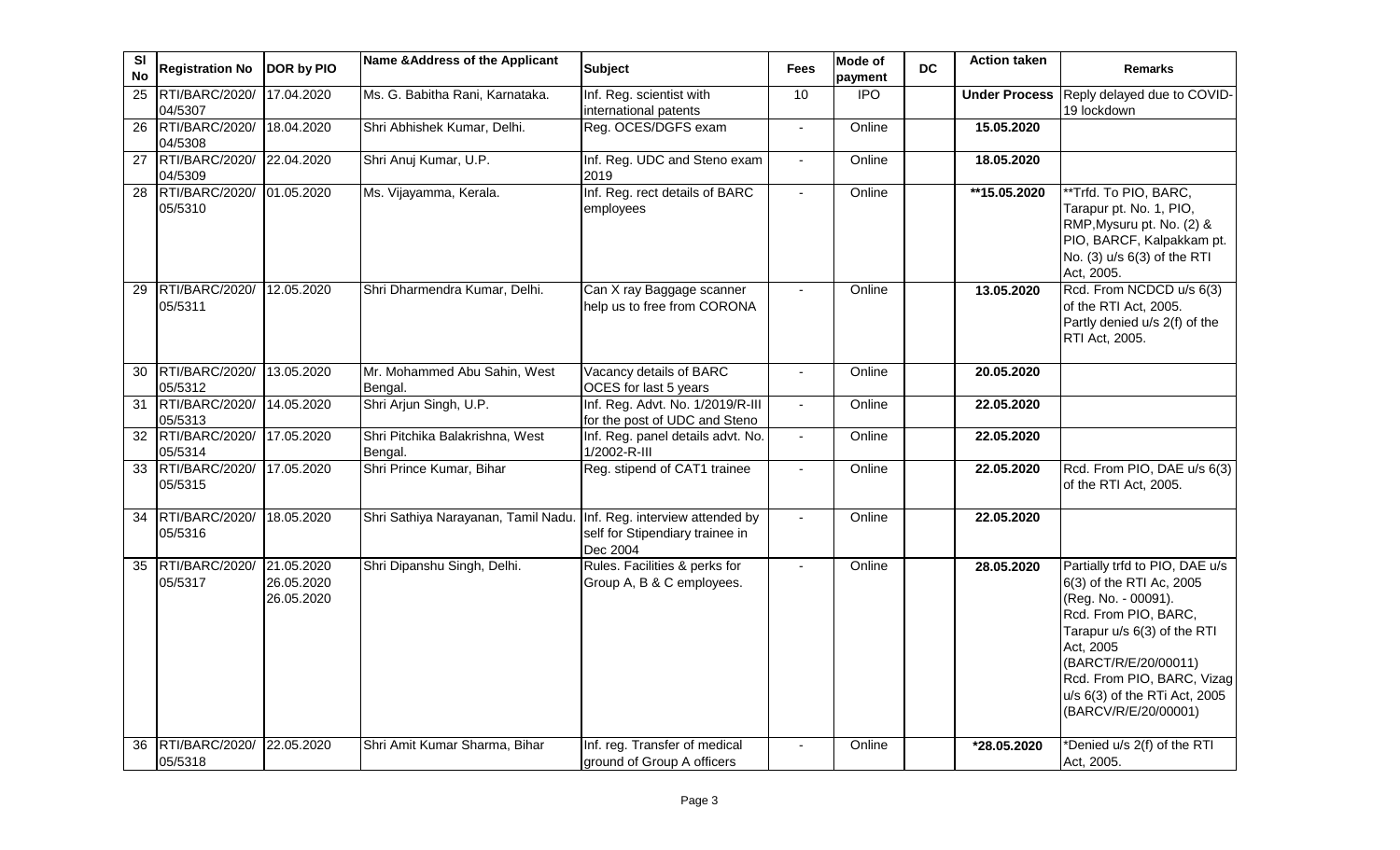| Sl No | Registration No | DOR by PIO | Name &Address of the Applicant | Subject | Fees | Mode of payment | DC | Action taken | Remarks |
|---|---|---|---|---|---|---|---|---|---|
| 25 | RTI/BARC/2020/ 04/5307 | 17.04.2020 | Ms. G. Babitha Rani, Karnataka. | Inf. Reg. scientist with international patents | 10 | IPO | | **Under Process** | Reply delayed due to COVID-19 lockdown |
| 26 | RTI/BARC/2020/ 04/5308 | 18.04.2020 | Shri Abhishek Kumar, Delhi. | Reg. OCES/DGFS exam | - | Online | | **15.05.2020** | |
| 27 | RTI/BARC/2020/ 04/5309 | 22.04.2020 | Shri Anuj Kumar, U.P. | Inf. Reg. UDC and Steno exam 2019 | - | Online | | **18.05.2020** | |
| 28 | RTI/BARC/2020/ 05/5310 | 01.05.2020 | Ms. Vijayamma, Kerala. | Inf. Reg. rect details of BARC employees | - | Online | | **\*\*15.05.2020** | \*\*Trfd. To PIO, BARC, Tarapur pt. No. 1, PIO, RMP,Mysuru pt. No. (2) & PIO, BARCF, Kalpakkam pt. No. (3) u/s 6(3) of the RTI Act, 2005. |
| 29 | RTI/BARC/2020/ 05/5311 | 12.05.2020 | Shri Dharmendra Kumar, Delhi. | Can X ray Baggage scanner help us to free from CORONA | - | Online | | **13.05.2020** | Rcd. From NCDCD u/s 6(3) of the RTI Act, 2005. Partly denied u/s 2(f) of the RTI Act, 2005. |
| 30 | RTI/BARC/2020/ 05/5312 | 13.05.2020 | Mr. Mohammed Abu Sahin, West Bengal. | Vacancy details of BARC OCES for last 5 years | - | Online | | **20.05.2020** | |
| 31 | RTI/BARC/2020/ 05/5313 | 14.05.2020 | Shri Arjun Singh, U.P. | Inf. Reg. Advt. No. 1/2019/R-III for the post of UDC and Steno | - | Online | | **22.05.2020** | |
| 32 | RTI/BARC/2020/ 05/5314 | 17.05.2020 | Shri Pitchika Balakrishna, West Bengal. | Inf. Reg. panel details advt. No. 1/2002-R-III | - | Online | | **22.05.2020** | |
| 33 | RTI/BARC/2020/ 05/5315 | 17.05.2020 | Shri Prince Kumar, Bihar | Reg. stipend of CAT1 trainee | - | Online | | **22.05.2020** | Rcd. From PIO, DAE u/s 6(3) of the RTI Act, 2005. |
| 34 | RTI/BARC/2020/ 05/5316 | 18.05.2020 | Shri Sathiya Narayanan, Tamil Nadu. | Inf. Reg. interview attended by self for Stipendiary trainee in Dec 2004 | - | Online | | **22.05.2020** | |
| 35 | RTI/BARC/2020/ 05/5317 | 21.05.2020 26.05.2020 26.05.2020 | Shri Dipanshu Singh, Delhi. | Rules. Facilities & perks for Group A, B & C employees. | - | Online | | **28.05.2020** | Partially trfd to PIO, DAE u/s 6(3) of the RTI Ac, 2005 (Reg. No. - 00091). Rcd. From PIO, BARC, Tarapur u/s 6(3) of the RTI Act, 2005 (BARCT/R/E/20/00011) Rcd. From PIO, BARC, Vizag u/s 6(3) of the RTi Act, 2005 (BARCV/R/E/20/00001) |
| 36 | RTI/BARC/2020/ 05/5318 | 22.05.2020 | Shri Amit Kumar Sharma, Bihar | Inf. reg. Transfer of medical ground of Group A officers | - | Online | | **\*28.05.2020** | \*Denied u/s 2(f) of the RTI Act, 2005. |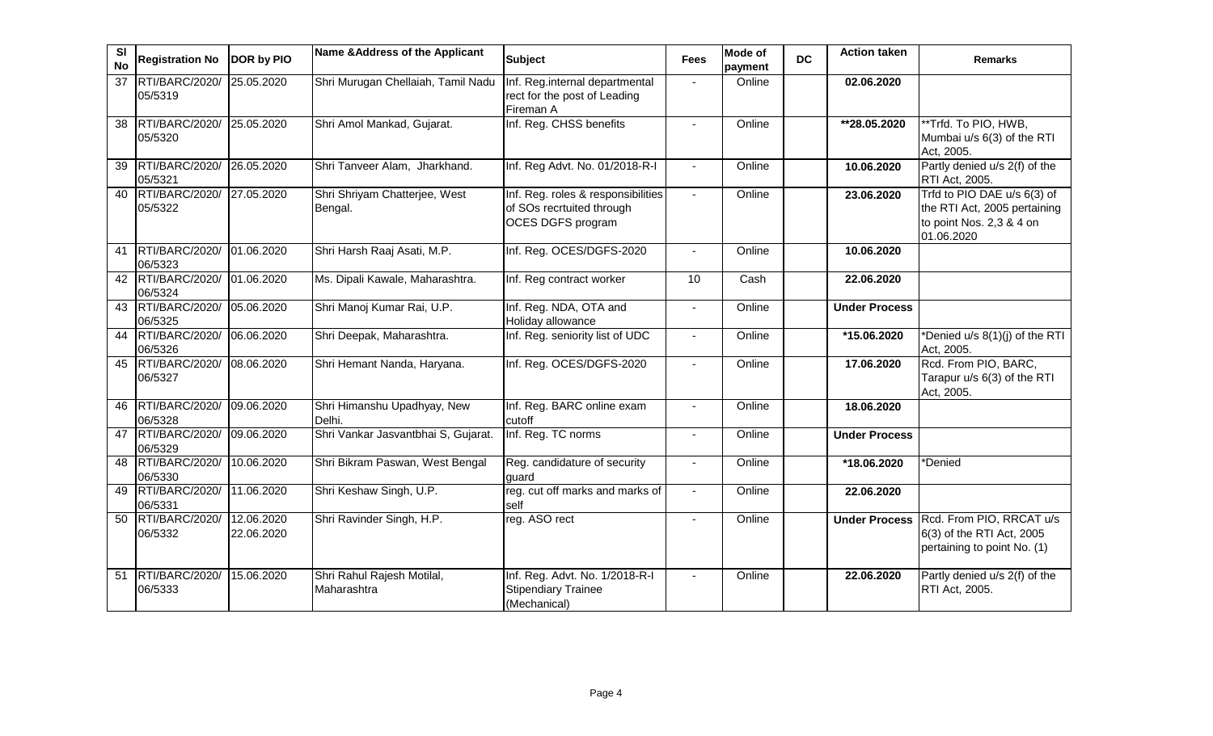| Sl No | Registration No | DOR by PIO | Name &Address of the Applicant | Subject | Fees | Mode of payment | DC | Action taken | Remarks |
|---|---|---|---|---|---|---|---|---|---|
| 37 | RTI/BARC/2020/ 05/5319 | 25.05.2020 | Shri Murugan Chellaiah, Tamil Nadu | Inf. Reg.internal departmental rect for the post of Leading Fireman A | - | Online | | **02.06.2020** | |
| 38 | RTI/BARC/2020/ 05/5320 | 25.05.2020 | Shri Amol Mankad, Gujarat. | Inf. Reg. CHSS benefits | - | Online | | **\*\*28.05.2020** | \*\*Trfd. To PIO, HWB, Mumbai u/s 6(3) of the RTI Act, 2005. |
| 39 | RTI/BARC/2020/ 05/5321 | 26.05.2020 | Shri Tanveer Alam, Jharkhand. | Inf. Reg Advt. No. 01/2018-R-I | - | Online | | **10.06.2020** | Partly denied u/s 2(f) of the RTI Act, 2005. |
| 40 | RTI/BARC/2020/ 05/5322 | 27.05.2020 | Shri Shriyam Chatterjee, West Bengal. | Inf. Reg. roles & responsibilities of SOs recrtuited through OCES DGFS program | - | Online | | **23.06.2020** | Trfd to PIO DAE u/s 6(3) of the RTI Act, 2005 pertaining to point Nos. 2,3 & 4 on 01.06.2020 |
| 41 | RTI/BARC/2020/ 06/5323 | 01.06.2020 | Shri Harsh Raaj Asati, M.P. | Inf. Reg. OCES/DGFS-2020 | - | Online | | **10.06.2020** | |
| 42 | RTI/BARC/2020/ 06/5324 | 01.06.2020 | Ms. Dipali Kawale, Maharashtra. | Inf. Reg contract worker | 10 | Cash | | **22.06.2020** | |
| 43 | RTI/BARC/2020/ 06/5325 | 05.06.2020 | Shri Manoj Kumar Rai, U.P. | Inf. Reg. NDA, OTA and Holiday allowance | - | Online | | **Under Process** | |
| 44 | RTI/BARC/2020/ 06/5326 | 06.06.2020 | Shri Deepak, Maharashtra. | Inf. Reg. seniority list of UDC | - | Online | | **\*15.06.2020** | \*Denied u/s 8(1)(j) of the RTI Act, 2005. |
| 45 | RTI/BARC/2020/ 06/5327 | 08.06.2020 | Shri Hemant Nanda, Haryana. | Inf. Reg. OCES/DGFS-2020 | - | Online | | **17.06.2020** | Rcd. From PIO, BARC, Tarapur u/s 6(3) of the RTI Act, 2005. |
| 46 | RTI/BARC/2020/ 06/5328 | 09.06.2020 | Shri Himanshu Upadhyay, New Delhi. | Inf. Reg. BARC online exam cutoff | - | Online | | **18.06.2020** | |
| 47 | RTI/BARC/2020/ 06/5329 | 09.06.2020 | Shri Vankar Jasvantbhai S, Gujarat. | Inf. Reg. TC norms | - | Online | | **Under Process** | |
| 48 | RTI/BARC/2020/ 06/5330 | 10.06.2020 | Shri Bikram Paswan, West Bengal | Reg. candidature of security guard | - | Online | | **\*18.06.2020** | \*Denied |
| 49 | RTI/BARC/2020/ 06/5331 | 11.06.2020 | Shri Keshaw Singh, U.P. | reg. cut off marks and marks of self | - | Online | | **22.06.2020** | |
| 50 | RTI/BARC/2020/ 06/5332 | 12.06.2020 22.06.2020 | Shri Ravinder Singh, H.P. | reg. ASO rect | - | Online | | **Under Process** | Rcd. From PIO, RRCAT u/s 6(3) of the RTI Act, 2005 pertaining to point No. (1) |
| 51 | RTI/BARC/2020/ 06/5333 | 15.06.2020 | Shri Rahul Rajesh Motilal, Maharashtra | Inf. Reg. Advt. No. 1/2018-R-I Stipendiary Trainee (Mechanical) | - | Online | | **22.06.2020** | Partly denied u/s 2(f) of the RTI Act, 2005. |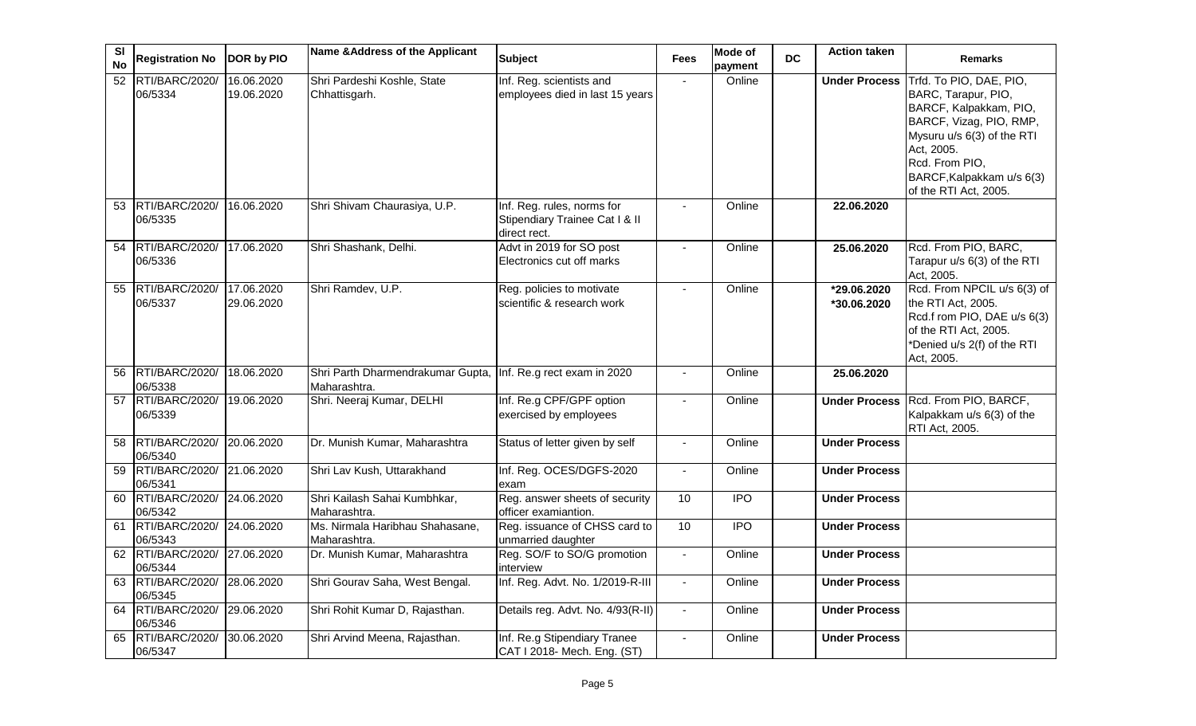| Sl No | Registration No | DOR by PIO | Name &Address of the Applicant | Subject | Fees | Mode of payment | DC | Action taken | Remarks |
|---|---|---|---|---|---|---|---|---|---|
| 52 | RTI/BARC/2020/ 06/5334 | 16.06.2020 19.06.2020 | Shri Pardeshi Koshle, State Chhattisgarh. | Inf. Reg. scientists and employees died in last 15 years | - | Online | | **Under Process** | Trfd. To PIO, DAE, PIO, BARC, Tarapur, PIO, BARCF, Kalpakkam, PIO, BARCF, Vizag, PIO, RMP, Mysuru u/s 6(3) of the RTI Act, 2005. Rcd. From PIO, BARCF,Kalpakkam u/s 6(3) of the RTI Act, 2005. |
| 53 | RTI/BARC/2020/ 06/5335 | 16.06.2020 | Shri Shivam Chaurasiya, U.P. | Inf. Reg. rules, norms for Stipendiary Trainee Cat I & II direct rect. | - | Online | | **22.06.2020** | |
| 54 | RTI/BARC/2020/ 06/5336 | 17.06.2020 | Shri Shashank, Delhi. | Advt in 2019 for SO post Electronics cut off marks | - | Online | | **25.06.2020** | Rcd. From PIO, BARC, Tarapur u/s 6(3) of the RTI Act, 2005. |
| 55 | RTI/BARC/2020/ 06/5337 | 17.06.2020 29.06.2020 | Shri Ramdev, U.P. | Reg. policies to motivate scientific & research work | - | Online | | **\*29.06.2020 \*30.06.2020** | Rcd. From NPCIL u/s 6(3) of the RTI Act, 2005. Rcd.f rom PIO, DAE u/s 6(3) of the RTI Act, 2005. \*Denied u/s 2(f) of the RTI Act, 2005. |
| 56 | RTI/BARC/2020/ 06/5338 | 18.06.2020 | Shri Parth Dharmendrakumar Gupta, Maharashtra. | Inf. Re.g rect exam in 2020 | - | Online | | **25.06.2020** | |
| 57 | RTI/BARC/2020/ 06/5339 | 19.06.2020 | Shri. Neeraj Kumar, DELHI | Inf. Re.g CPF/GPF option exercised by employees | - | Online | | **Under Process** | Rcd. From PIO, BARCF, Kalpakkam u/s 6(3) of the RTI Act, 2005. |
| 58 | RTI/BARC/2020/ 06/5340 | 20.06.2020 | Dr. Munish Kumar, Maharashtra | Status of letter given by self | - | Online | | **Under Process** | |
| 59 | RTI/BARC/2020/ 06/5341 | 21.06.2020 | Shri Lav Kush, Uttarakhand | Inf. Reg. OCES/DGFS-2020 exam | - | Online | | **Under Process** | |
| 60 | RTI/BARC/2020/ 06/5342 | 24.06.2020 | Shri Kailash Sahai Kumbhkar, Maharashtra. | Reg. answer sheets of security officer examiantion. | 10 | IPO | | **Under Process** | |
| 61 | RTI/BARC/2020/ 06/5343 | 24.06.2020 | Ms. Nirmala Haribhau Shahasane, Maharashtra. | Reg. issuance of CHSS card to unmarried daughter | 10 | IPO | | **Under Process** | |
| 62 | RTI/BARC/2020/ 06/5344 | 27.06.2020 | Dr. Munish Kumar, Maharashtra | Reg. SO/F to SO/G promotion interview | - | Online | | **Under Process** | |
| 63 | RTI/BARC/2020/ 06/5345 | 28.06.2020 | Shri Gourav Saha, West Bengal. | Inf. Reg. Advt. No. 1/2019-R-III | - | Online | | **Under Process** | |
| 64 | RTI/BARC/2020/ 06/5346 | 29.06.2020 | Shri Rohit Kumar D, Rajasthan. | Details reg. Advt. No. 4/93(R-II) | - | Online | | **Under Process** | |
| 65 | RTI/BARC/2020/ 06/5347 | 30.06.2020 | Shri Arvind Meena, Rajasthan. | Inf. Re.g Stipendiary Tranee CAT I 2018- Mech. Eng. (ST) | - | Online | | **Under Process** | |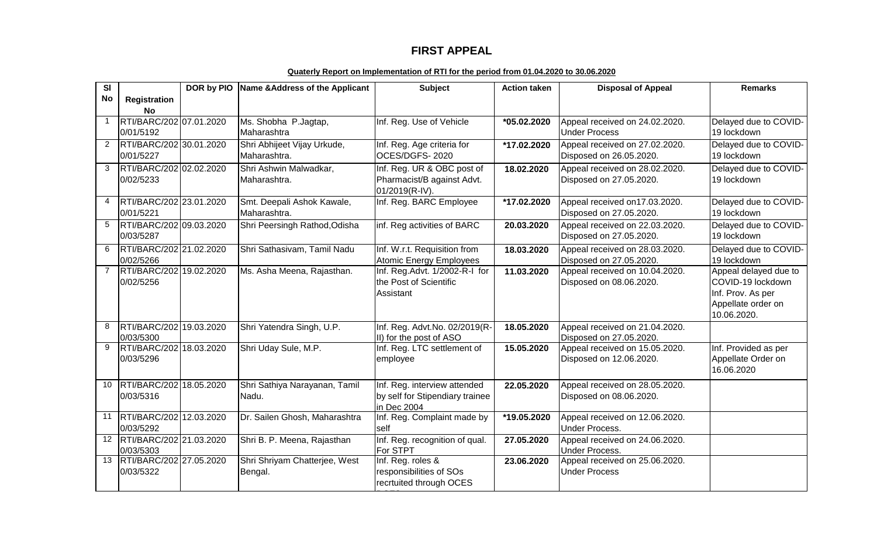# FIRST APPEAL

**Quaterly Report on Implementation of RTI for the period from 01.04.2020 to 30.06.2020**

| Sl No | Registration No | DOR by PIO | Name &Address of the Applicant | Subject | Action taken | Disposal of Appeal | Remarks |
|---|---|---|---|---|---|---|---|
| 1 | RTI/BARC/2020/01/5192 | 07.01.2020 | Ms. Shobha P.Jagtap, Maharashtra | Inf. Reg. Use of Vehicle | **\*05.02.2020** | Appeal received on 24.02.2020. Under Process | Delayed due to COVID-19 lockdown |
| 2 | RTI/BARC/2020/01/5227 | 30.01.2020 | Shri Abhijeet Vijay Urkude, Maharashtra. | Inf. Reg. Age criteria for OCES/DGFS- 2020 | **\*17.02.2020** | Appeal received on 27.02.2020. Disposed on 26.05.2020. | Delayed due to COVID-19 lockdown |
| 3 | RTI/BARC/2020/02/5233 | 02.02.2020 | Shri Ashwin Malwadkar, Maharashtra. | Inf. Reg. UR & OBC post of Pharmacist/B against Advt. 01/2019(R-IV). | **18.02.2020** | Appeal received on 28.02.2020. Disposed on 27.05.2020. | Delayed due to COVID-19 lockdown |
| 4 | RTI/BARC/2020/01/5221 | 23.01.2020 | Smt. Deepali Ashok Kawale, Maharashtra. | Inf. Reg. BARC Employee | **\*17.02.2020** | Appeal received on17.03.2020. Disposed on 27.05.2020. | Delayed due to COVID-19 lockdown |
| 5 | RTI/BARC/2020/03/5287 | 09.03.2020 | Shri Peersingh Rathod,Odisha | inf. Reg activities of BARC | **20.03.2020** | Appeal received on 22.03.2020. Disposed on 27.05.2020. | Delayed due to COVID-19 lockdown |
| 6 | RTI/BARC/2020/02/5266 | 21.02.2020 | Shri Sathasivam, Tamil Nadu | Inf. W.r.t. Requisition from Atomic Energy Employees | **18.03.2020** | Appeal received on 28.03.2020. Disposed on 27.05.2020. | Delayed due to COVID-19 lockdown |
| 7 | RTI/BARC/2020/02/5256 | 19.02.2020 | Ms. Asha Meena, Rajasthan. | Inf. Reg.Advt. 1/2002-R-I for the Post of Scientific Assistant | **11.03.2020** | Appeal received on 10.04.2020. Disposed on 08.06.2020. | Appeal delayed due to COVID-19 lockdown Inf. Prov. As per Appellate order on 10.06.2020. |
| 8 | RTI/BARC/2020/03/5300 | 19.03.2020 | Shri Yatendra Singh, U.P. | Inf. Reg. Advt.No. 02/2019(R-II) for the post of ASO | **18.05.2020** | Appeal received on 21.04.2020. Disposed on 27.05.2020. | |
| 9 | RTI/BARC/2020/03/5296 | 18.03.2020 | Shri Uday Sule, M.P. | Inf. Reg. LTC settlement of employee | **15.05.2020** | Appeal received on 15.05.2020. Disposed on 12.06.2020. | Inf. Provided as per Appellate Order on 16.06.2020 |
| 10 | RTI/BARC/2020/03/5316 | 18.05.2020 | Shri Sathiya Narayanan, Tamil Nadu. | Inf. Reg. interview attended by self for Stipendiary trainee in Dec 2004 | **22.05.2020** | Appeal received on 28.05.2020. Disposed on 08.06.2020. | |
| 11 | RTI/BARC/2020/03/5292 | 12.03.2020 | Dr. Sailen Ghosh, Maharashtra | Inf. Reg. Complaint made by self | **\*19.05.2020** | Appeal received on 12.06.2020. Under Process. | |
| 12 | RTI/BARC/2020/03/5303 | 21.03.2020 | Shri B. P. Meena, Rajasthan | Inf. Reg. recognition of qual. For STPT | **27.05.2020** | Appeal received on 24.06.2020. Under Process. | |
| 13 | RTI/BARC/2020/03/5322 | 27.05.2020 | Shri Shriyam Chatterjee, West Bengal. | Inf. Reg. roles & responsibilities of SOs recrtuited through OCES | **23.06.2020** | Appeal received on 25.06.2020. Under Process | |